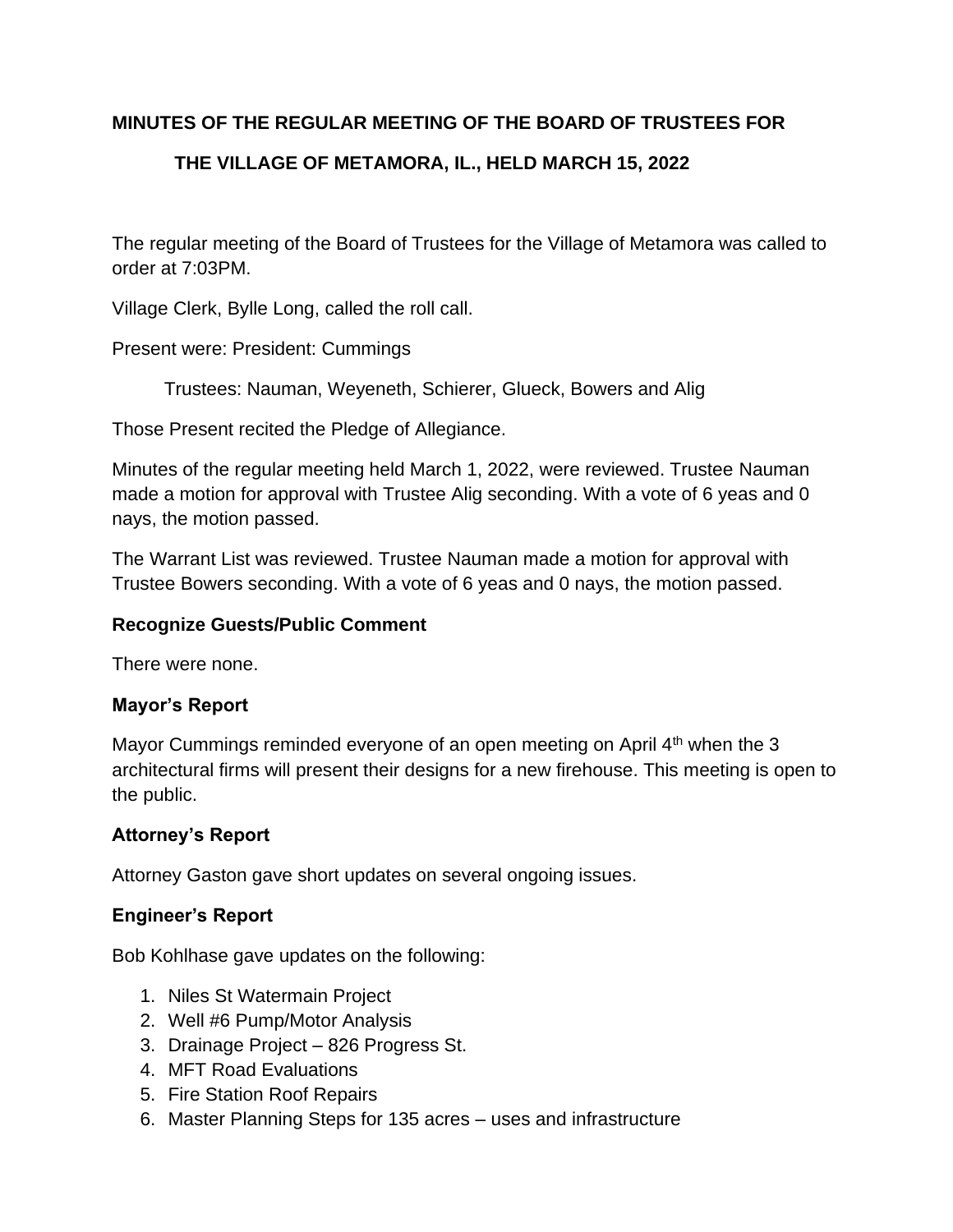**MINUTES OF THE REGULAR MEETING OF THE BOARD OF TRUSTEES FOR THE VILLAGE OF METAMORA, IL., HELD MARCH 15, 2022**

The regular meeting of the Board of Trustees for the Village of Metamora was called to order at 7:03PM.

Village Clerk, Bylle Long, called the roll call.

Present were: President: Cummings

Trustees: Nauman, Weyeneth, Schierer, Glueck, Bowers and Alig

Those Present recited the Pledge of Allegiance.

Minutes of the regular meeting held March 1, 2022, were reviewed. Trustee Nauman made a motion for approval with Trustee Alig seconding. With a vote of 6 yeas and 0 nays, the motion passed.

The Warrant List was reviewed. Trustee Nauman made a motion for approval with Trustee Bowers seconding. With a vote of 6 yeas and 0 nays, the motion passed.

**Recognize Guests/Public Comment**

There were none.

**Mayor's Report**

Mayor Cummings reminded everyone of an open meeting on April 4th when the 3 architectural firms will present their designs for a new firehouse. This meeting is open to the public.

**Attorney's Report**

Attorney Gaston gave short updates on several ongoing issues.

**Engineer's Report**

Bob Kohlhase gave updates on the following:

1. Niles St Watermain Project
2. Well #6 Pump/Motor Analysis
3. Drainage Project – 826 Progress St.
4. MFT Road Evaluations
5. Fire Station Roof Repairs
6. Master Planning Steps for 135 acres – uses and infrastructure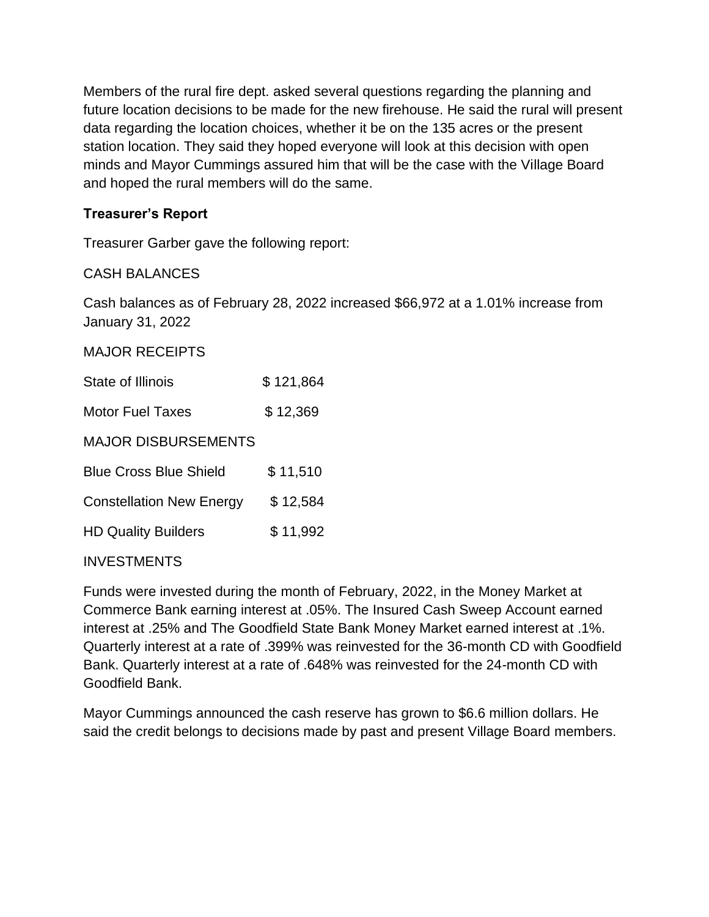Members of the rural fire dept. asked several questions regarding the planning and future location decisions to be made for the new firehouse. He said the rural will present data regarding the location choices, whether it be on the 135 acres or the present station location. They said they hoped everyone will look at this decision with open minds and Mayor Cummings assured him that will be the case with the Village Board and hoped the rural members will do the same.

**Treasurer's Report**

Treasurer Garber gave the following report:

CASH BALANCES

Cash balances as of February 28, 2022 increased $66,972 at a 1.01% increase from January 31, 2022

MAJOR RECEIPTS

| | |
|---|---|
| State of Illinois | $ 121,864 |
| Motor Fuel Taxes | $ 12,369 |

MAJOR DISBURSEMENTS

| | |
|---|---|
| Blue Cross Blue Shield | $ 11,510 |
| Constellation New Energy | $ 12,584 |
| HD Quality Builders | $ 11,992 |

INVESTMENTS

Funds were invested during the month of February, 2022, in the Money Market at Commerce Bank earning interest at .05%. The Insured Cash Sweep Account earned interest at .25% and The Goodfield State Bank Money Market earned interest at .1%. Quarterly interest at a rate of .399% was reinvested for the 36-month CD with Goodfield Bank. Quarterly interest at a rate of .648% was reinvested for the 24-month CD with Goodfield Bank.

Mayor Cummings announced the cash reserve has grown to $6.6 million dollars. He said the credit belongs to decisions made by past and present Village Board members.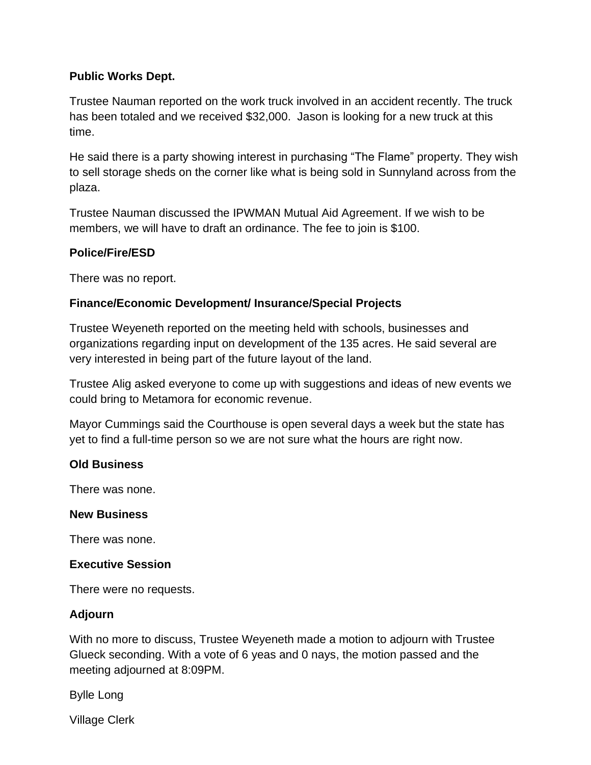**Public Works Dept.**

Trustee Nauman reported on the work truck involved in an accident recently. The truck has been totaled and we received $32,000. Jason is looking for a new truck at this time.

He said there is a party showing interest in purchasing "The Flame" property. They wish to sell storage sheds on the corner like what is being sold in Sunnyland across from the plaza.

Trustee Nauman discussed the IPWMAN Mutual Aid Agreement. If we wish to be members, we will have to draft an ordinance. The fee to join is $100.

**Police/Fire/ESD**

There was no report.

**Finance/Economic Development/ Insurance/Special Projects**

Trustee Weyeneth reported on the meeting held with schools, businesses and organizations regarding input on development of the 135 acres. He said several are very interested in being part of the future layout of the land.

Trustee Alig asked everyone to come up with suggestions and ideas of new events we could bring to Metamora for economic revenue.

Mayor Cummings said the Courthouse is open several days a week but the state has yet to find a full-time person so we are not sure what the hours are right now.

**Old Business**

There was none.

**New Business**

There was none.

**Executive Session**

There were no requests.

**Adjourn**

With no more to discuss, Trustee Weyeneth made a motion to adjourn with Trustee Glueck seconding. With a vote of 6 yeas and 0 nays, the motion passed and the meeting adjourned at 8:09PM.

Bylle Long

Village Clerk